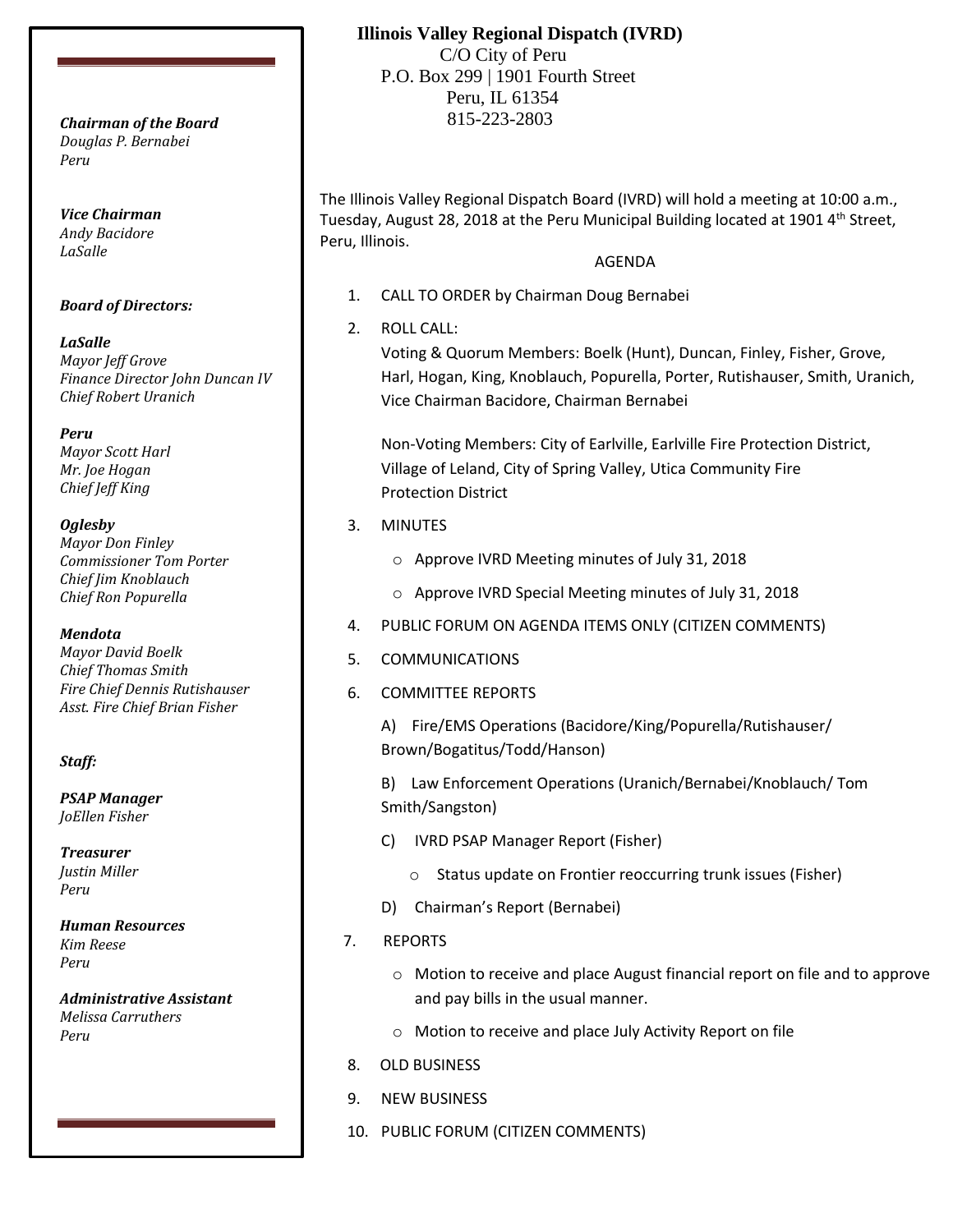# Illinois Valley Regional Dispatch (IVRD)

C/O City of Peru
P.O. Box 299 | 1901 Fourth Street
Peru, IL 61354
815-223-2803

***Chairman of the Board***
*Douglas P. Bernabei*
*Peru*

***Vice Chairman***
*Andy Bacidore*
*LaSalle*

***Board of Directors:***

***LaSalle***
*Mayor Jeff Grove*
*Finance Director John Duncan IV*
*Chief Robert Uranich*

***Peru***
*Mayor Scott Harl*
*Mr. Joe Hogan*
*Chief Jeff King*

***Oglesby***
*Mayor Don Finley*
*Commissioner Tom Porter*
*Chief Jim Knoblauch*
*Chief Ron Popurella*

***Mendota***
*Mayor David Boelk*
*Chief Thomas Smith*
*Fire Chief Dennis Rutishauser*
*Asst. Fire Chief Brian Fisher*

***Staff:***

***PSAP Manager***
*JoEllen Fisher*

***Treasurer***
*Justin Miller*
*Peru*

***Human Resources***
*Kim Reese*
*Peru*

***Administrative Assistant***
*Melissa Carruthers*
*Peru*

The Illinois Valley Regional Dispatch Board (IVRD) will hold a meeting at 10:00 a.m., Tuesday, August 28, 2018 at the Peru Municipal Building located at 1901 4th Street, Peru, Illinois.

AGENDA

1. CALL TO ORDER by Chairman Doug Bernabei
2. ROLL CALL:
   Voting & Quorum Members: Boelk (Hunt), Duncan, Finley, Fisher, Grove, Harl, Hogan, King, Knoblauch, Popurella, Porter, Rutishauser, Smith, Uranich, Vice Chairman Bacidore, Chairman Bernabei

   Non-Voting Members: City of Earlville, Earlville Fire Protection District, Village of Leland, City of Spring Valley, Utica Community Fire Protection District
3. MINUTES
   - Approve IVRD Meeting minutes of July 31, 2018
   - Approve IVRD Special Meeting minutes of July 31, 2018
4. PUBLIC FORUM ON AGENDA ITEMS ONLY (CITIZEN COMMENTS)
5. COMMUNICATIONS
6. COMMITTEE REPORTS

   A) Fire/EMS Operations (Bacidore/King/Popurella/Rutishauser/ Brown/Bogatitus/Todd/Hanson)

   B) Law Enforcement Operations (Uranich/Bernabei/Knoblauch/ Tom Smith/Sangston)

   C) IVRD PSAP Manager Report (Fisher)
      - Status update on Frontier reoccurring trunk issues (Fisher)

   D) Chairman's Report (Bernabei)
7. REPORTS
   - Motion to receive and place August financial report on file and to approve and pay bills in the usual manner.
   - Motion to receive and place July Activity Report on file
8. OLD BUSINESS
9. NEW BUSINESS
10. PUBLIC FORUM (CITIZEN COMMENTS)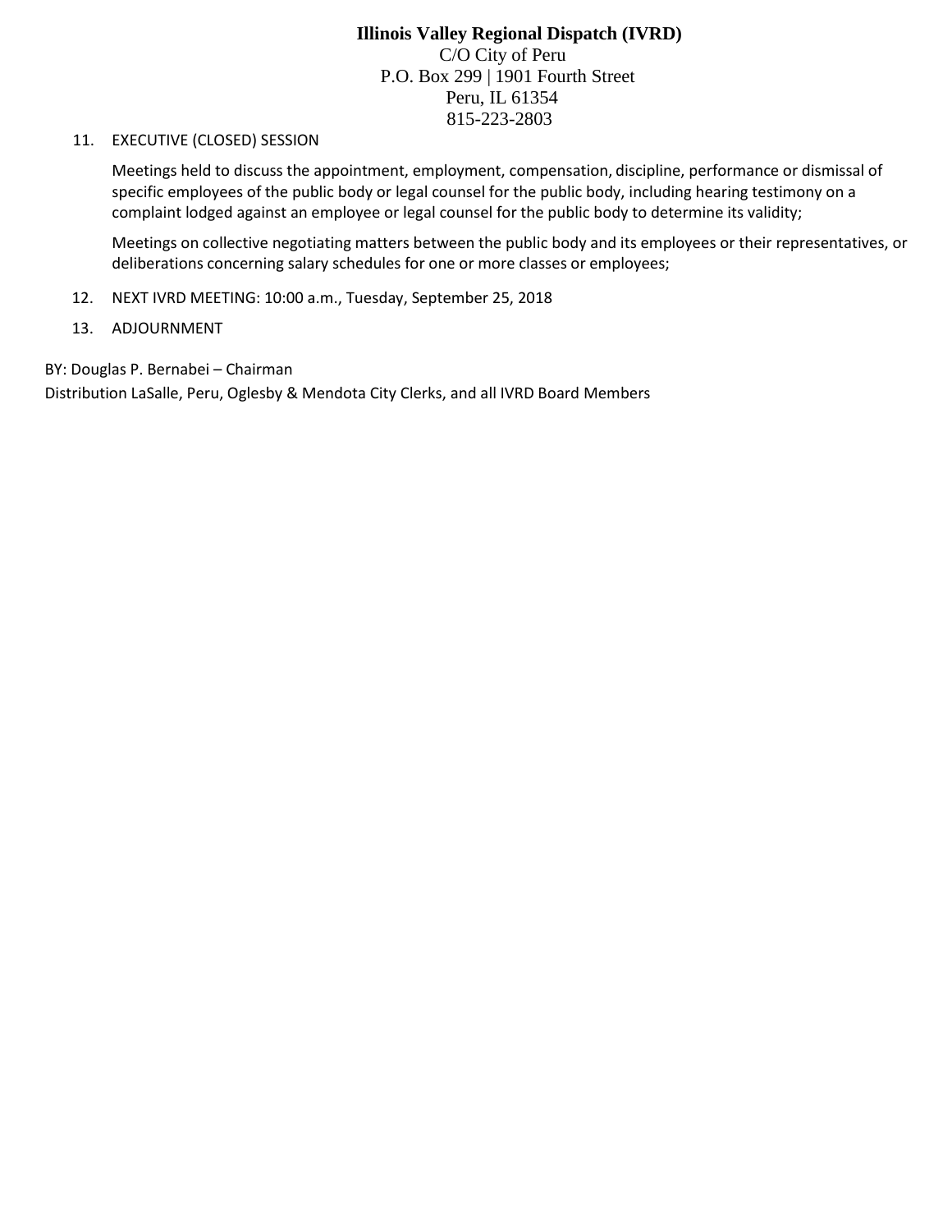**Illinois Valley Regional Dispatch (IVRD)**
C/O City of Peru
P.O. Box 299 | 1901 Fourth Street
Peru, IL 61354
815-223-2803

11. EXECUTIVE (CLOSED) SESSION

    Meetings held to discuss the appointment, employment, compensation, discipline, performance or dismissal of specific employees of the public body or legal counsel for the public body, including hearing testimony on a complaint lodged against an employee or legal counsel for the public body to determine its validity;

    Meetings on collective negotiating matters between the public body and its employees or their representatives, or deliberations concerning salary schedules for one or more classes or employees;

12. NEXT IVRD MEETING: 10:00 a.m., Tuesday, September 25, 2018

13. ADJOURNMENT

BY: Douglas P. Bernabei – Chairman

Distribution LaSalle, Peru, Oglesby & Mendota City Clerks, and all IVRD Board Members